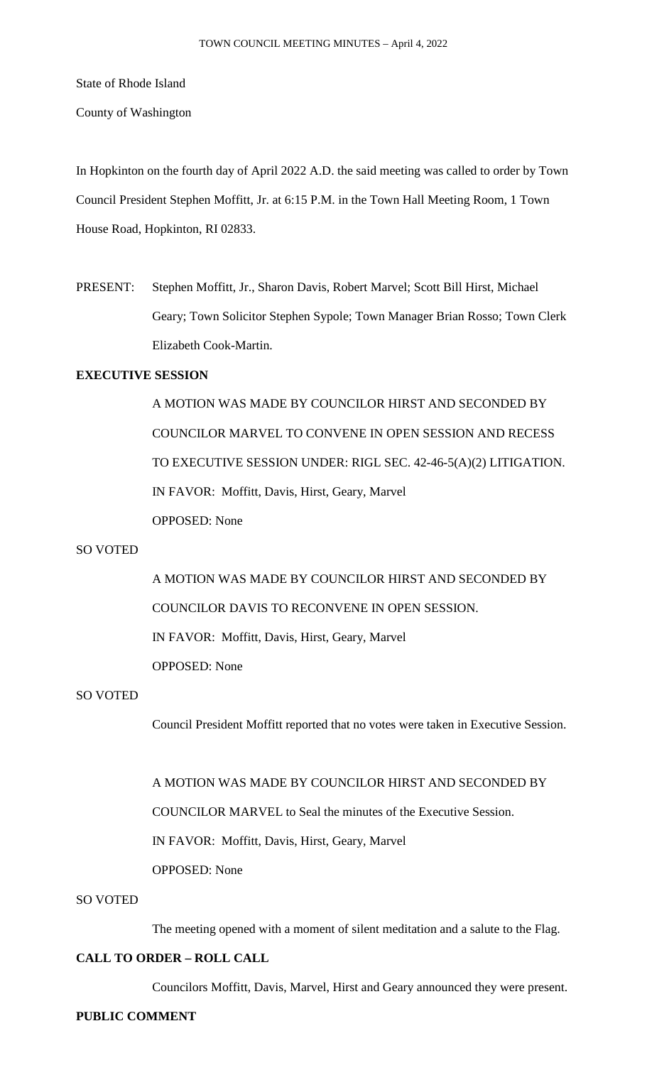State of Rhode Island

County of Washington

In Hopkinton on the fourth day of April 2022 A.D. the said meeting was called to order by Town Council President Stephen Moffitt, Jr. at 6:15 P.M. in the Town Hall Meeting Room, 1 Town House Road, Hopkinton, RI 02833.

PRESENT: Stephen Moffitt, Jr., Sharon Davis, Robert Marvel; Scott Bill Hirst, Michael Geary; Town Solicitor Stephen Sypole; Town Manager Brian Rosso; Town Clerk Elizabeth Cook-Martin.

**EXECUTIVE SESSION**

A MOTION WAS MADE BY COUNCILOR HIRST AND SECONDED BY COUNCILOR MARVEL TO CONVENE IN OPEN SESSION AND RECESS TO EXECUTIVE SESSION UNDER: RIGL SEC. 42-46-5(A)(2) LITIGATION.

IN FAVOR: Moffitt, Davis, Hirst, Geary, Marvel

OPPOSED: None

SO VOTED

A MOTION WAS MADE BY COUNCILOR HIRST AND SECONDED BY COUNCILOR DAVIS TO RECONVENE IN OPEN SESSION.

IN FAVOR: Moffitt, Davis, Hirst, Geary, Marvel

OPPOSED: None

SO VOTED

Council President Moffitt reported that no votes were taken in Executive Session.

A MOTION WAS MADE BY COUNCILOR HIRST AND SECONDED BY COUNCILOR MARVEL to Seal the minutes of the Executive Session.

IN FAVOR: Moffitt, Davis, Hirst, Geary, Marvel

OPPOSED: None

SO VOTED

The meeting opened with a moment of silent meditation and a salute to the Flag.

**CALL TO ORDER – ROLL CALL**

Councilors Moffitt, Davis, Marvel, Hirst and Geary announced they were present.

**PUBLIC COMMENT**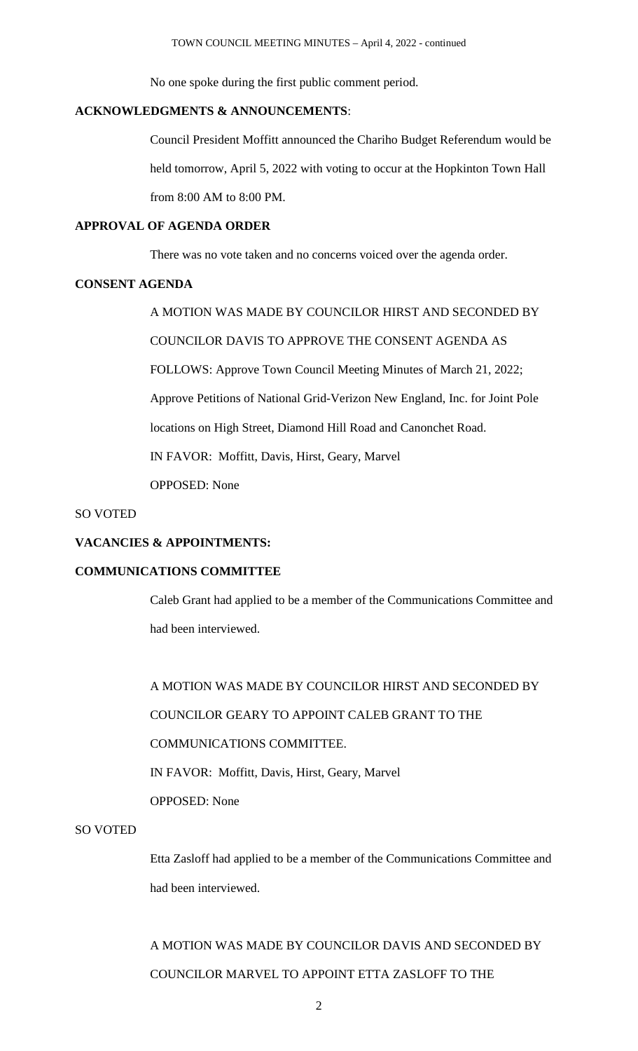No one spoke during the first public comment period.

**ACKNOWLEDGMENTS & ANNOUNCEMENTS**:

Council President Moffitt announced the Chariho Budget Referendum would be held tomorrow, April 5, 2022 with voting to occur at the Hopkinton Town Hall from 8:00 AM to 8:00 PM.

**APPROVAL OF AGENDA ORDER**

There was no vote taken and no concerns voiced over the agenda order.

**CONSENT AGENDA**

A MOTION WAS MADE BY COUNCILOR HIRST AND SECONDED BY COUNCILOR DAVIS TO APPROVE THE CONSENT AGENDA AS FOLLOWS: Approve Town Council Meeting Minutes of March 21, 2022; Approve Petitions of National Grid-Verizon New England, Inc. for Joint Pole locations on High Street, Diamond Hill Road and Canonchet Road.

IN FAVOR: Moffitt, Davis, Hirst, Geary, Marvel

OPPOSED: None

SO VOTED

**VACANCIES & APPOINTMENTS:**

**COMMUNICATIONS COMMITTEE**

Caleb Grant had applied to be a member of the Communications Committee and had been interviewed.

A MOTION WAS MADE BY COUNCILOR HIRST AND SECONDED BY COUNCILOR GEARY TO APPOINT CALEB GRANT TO THE COMMUNICATIONS COMMITTEE.

IN FAVOR: Moffitt, Davis, Hirst, Geary, Marvel

OPPOSED: None

SO VOTED

Etta Zasloff had applied to be a member of the Communications Committee and had been interviewed.

A MOTION WAS MADE BY COUNCILOR DAVIS AND SECONDED BY COUNCILOR MARVEL TO APPOINT ETTA ZASLOFF TO THE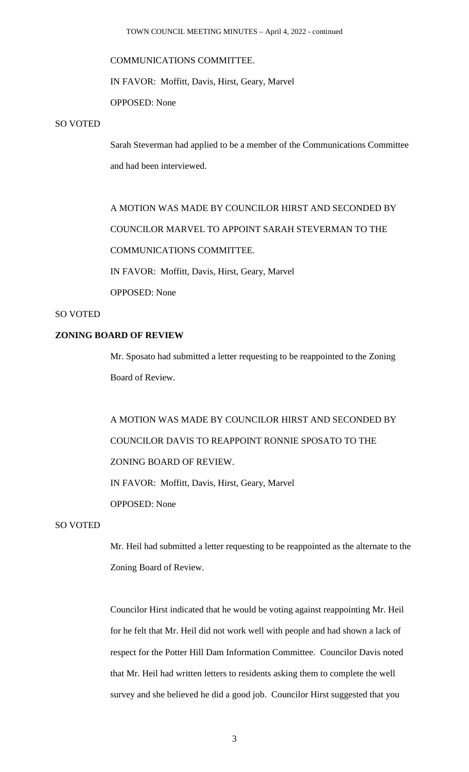COMMUNICATIONS COMMITTEE.

IN FAVOR: Moffitt, Davis, Hirst, Geary, Marvel

OPPOSED: None

SO VOTED

Sarah Steverman had applied to be a member of the Communications Committee and had been interviewed.

A MOTION WAS MADE BY COUNCILOR HIRST AND SECONDED BY COUNCILOR MARVEL TO APPOINT SARAH STEVERMAN TO THE COMMUNICATIONS COMMITTEE.

IN FAVOR: Moffitt, Davis, Hirst, Geary, Marvel

OPPOSED: None

SO VOTED

**ZONING BOARD OF REVIEW**

Mr. Sposato had submitted a letter requesting to be reappointed to the Zoning Board of Review.

A MOTION WAS MADE BY COUNCILOR HIRST AND SECONDED BY COUNCILOR DAVIS TO REAPPOINT RONNIE SPOSATO TO THE ZONING BOARD OF REVIEW.

IN FAVOR: Moffitt, Davis, Hirst, Geary, Marvel

OPPOSED: None

SO VOTED

Mr. Heil had submitted a letter requesting to be reappointed as the alternate to the Zoning Board of Review.

Councilor Hirst indicated that he would be voting against reappointing Mr. Heil for he felt that Mr. Heil did not work well with people and had shown a lack of respect for the Potter Hill Dam Information Committee. Councilor Davis noted that Mr. Heil had written letters to residents asking them to complete the well survey and she believed he did a good job. Councilor Hirst suggested that you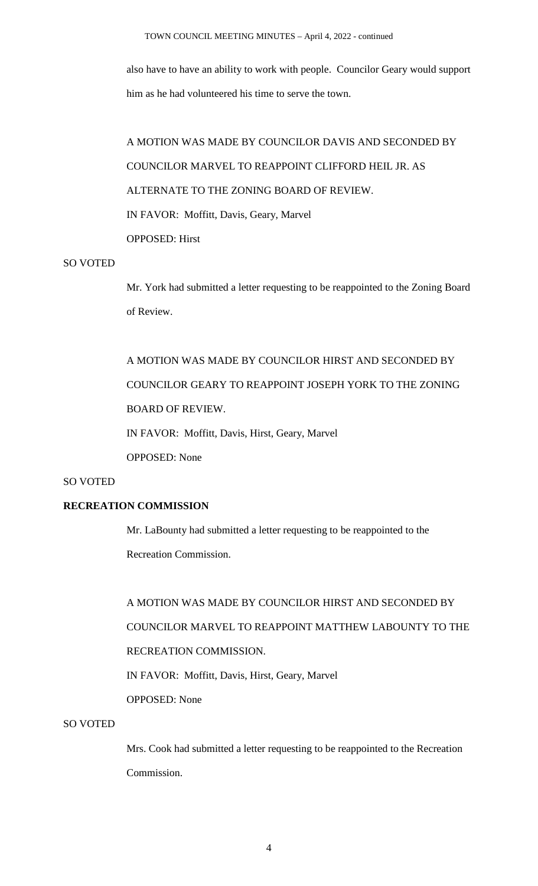also have to have an ability to work with people. Councilor Geary would support him as he had volunteered his time to serve the town.

A MOTION WAS MADE BY COUNCILOR DAVIS AND SECONDED BY COUNCILOR MARVEL TO REAPPOINT CLIFFORD HEIL JR. AS ALTERNATE TO THE ZONING BOARD OF REVIEW.

IN FAVOR: Moffitt, Davis, Geary, Marvel

OPPOSED: Hirst

SO VOTED

Mr. York had submitted a letter requesting to be reappointed to the Zoning Board of Review.

A MOTION WAS MADE BY COUNCILOR HIRST AND SECONDED BY COUNCILOR GEARY TO REAPPOINT JOSEPH YORK TO THE ZONING BOARD OF REVIEW.

IN FAVOR: Moffitt, Davis, Hirst, Geary, Marvel

OPPOSED: None

SO VOTED

**RECREATION COMMISSION**

Mr. LaBounty had submitted a letter requesting to be reappointed to the Recreation Commission.

A MOTION WAS MADE BY COUNCILOR HIRST AND SECONDED BY COUNCILOR MARVEL TO REAPPOINT MATTHEW LABOUNTY TO THE RECREATION COMMISSION.

IN FAVOR: Moffitt, Davis, Hirst, Geary, Marvel

OPPOSED: None

SO VOTED

Mrs. Cook had submitted a letter requesting to be reappointed to the Recreation Commission.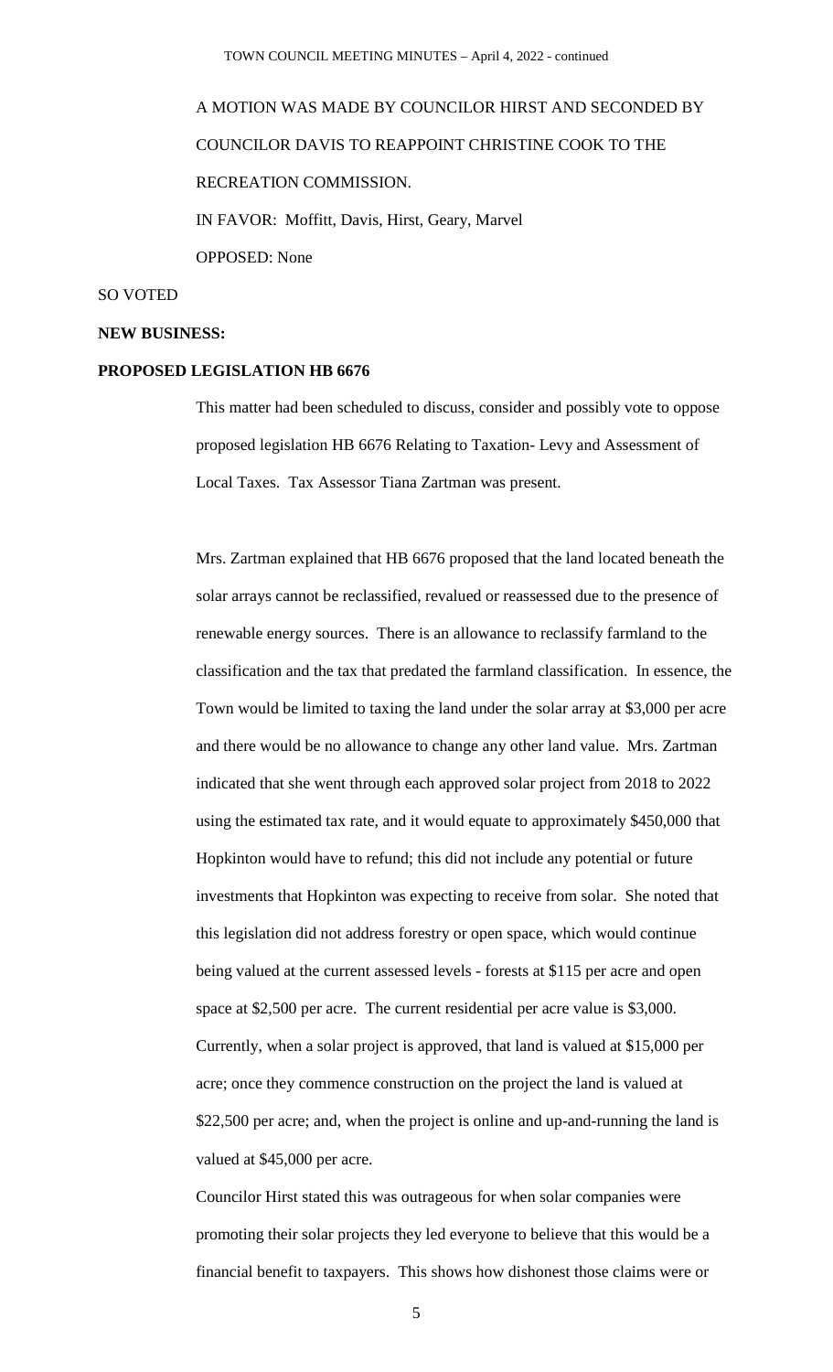A MOTION WAS MADE BY COUNCILOR HIRST AND SECONDED BY COUNCILOR DAVIS TO REAPPOINT CHRISTINE COOK TO THE RECREATION COMMISSION.

IN FAVOR: Moffitt, Davis, Hirst, Geary, Marvel

OPPOSED: None

SO VOTED

**NEW BUSINESS:**

**PROPOSED LEGISLATION HB 6676**

This matter had been scheduled to discuss, consider and possibly vote to oppose proposed legislation HB 6676 Relating to Taxation- Levy and Assessment of Local Taxes. Tax Assessor Tiana Zartman was present.

Mrs. Zartman explained that HB 6676 proposed that the land located beneath the solar arrays cannot be reclassified, revalued or reassessed due to the presence of renewable energy sources. There is an allowance to reclassify farmland to the classification and the tax that predated the farmland classification. In essence, the Town would be limited to taxing the land under the solar array at $3,000 per acre and there would be no allowance to change any other land value. Mrs. Zartman indicated that she went through each approved solar project from 2018 to 2022 using the estimated tax rate, and it would equate to approximately $450,000 that Hopkinton would have to refund; this did not include any potential or future investments that Hopkinton was expecting to receive from solar. She noted that this legislation did not address forestry or open space, which would continue being valued at the current assessed levels - forests at $115 per acre and open space at $2,500 per acre. The current residential per acre value is $3,000. Currently, when a solar project is approved, that land is valued at $15,000 per acre; once they commence construction on the project the land is valued at $22,500 per acre; and, when the project is online and up-and-running the land is valued at $45,000 per acre.

Councilor Hirst stated this was outrageous for when solar companies were promoting their solar projects they led everyone to believe that this would be a financial benefit to taxpayers. This shows how dishonest those claims were or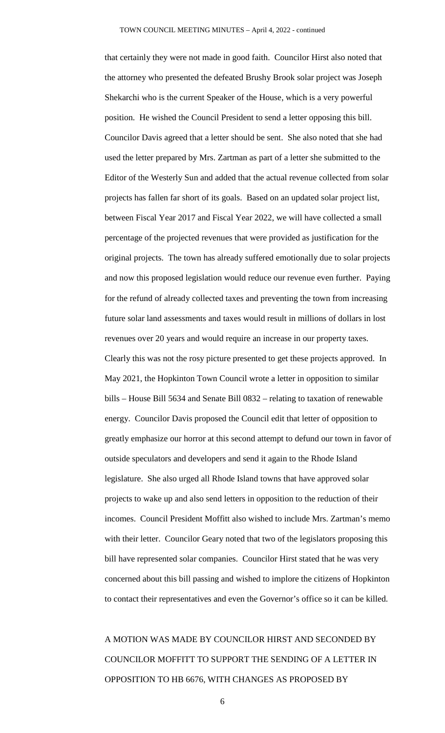that certainly they were not made in good faith. Councilor Hirst also noted that the attorney who presented the defeated Brushy Brook solar project was Joseph Shekarchi who is the current Speaker of the House, which is a very powerful position. He wished the Council President to send a letter opposing this bill. Councilor Davis agreed that a letter should be sent. She also noted that she had used the letter prepared by Mrs. Zartman as part of a letter she submitted to the Editor of the Westerly Sun and added that the actual revenue collected from solar projects has fallen far short of its goals. Based on an updated solar project list, between Fiscal Year 2017 and Fiscal Year 2022, we will have collected a small percentage of the projected revenues that were provided as justification for the original projects. The town has already suffered emotionally due to solar projects and now this proposed legislation would reduce our revenue even further. Paying for the refund of already collected taxes and preventing the town from increasing future solar land assessments and taxes would result in millions of dollars in lost revenues over 20 years and would require an increase in our property taxes. Clearly this was not the rosy picture presented to get these projects approved. In May 2021, the Hopkinton Town Council wrote a letter in opposition to similar bills – House Bill 5634 and Senate Bill 0832 – relating to taxation of renewable energy. Councilor Davis proposed the Council edit that letter of opposition to greatly emphasize our horror at this second attempt to defund our town in favor of outside speculators and developers and send it again to the Rhode Island legislature. She also urged all Rhode Island towns that have approved solar projects to wake up and also send letters in opposition to the reduction of their incomes. Council President Moffitt also wished to include Mrs. Zartman's memo with their letter. Councilor Geary noted that two of the legislators proposing this bill have represented solar companies. Councilor Hirst stated that he was very concerned about this bill passing and wished to implore the citizens of Hopkinton to contact their representatives and even the Governor's office so it can be killed.

A MOTION WAS MADE BY COUNCILOR HIRST AND SECONDED BY COUNCILOR MOFFITT TO SUPPORT THE SENDING OF A LETTER IN OPPOSITION TO HB 6676, WITH CHANGES AS PROPOSED BY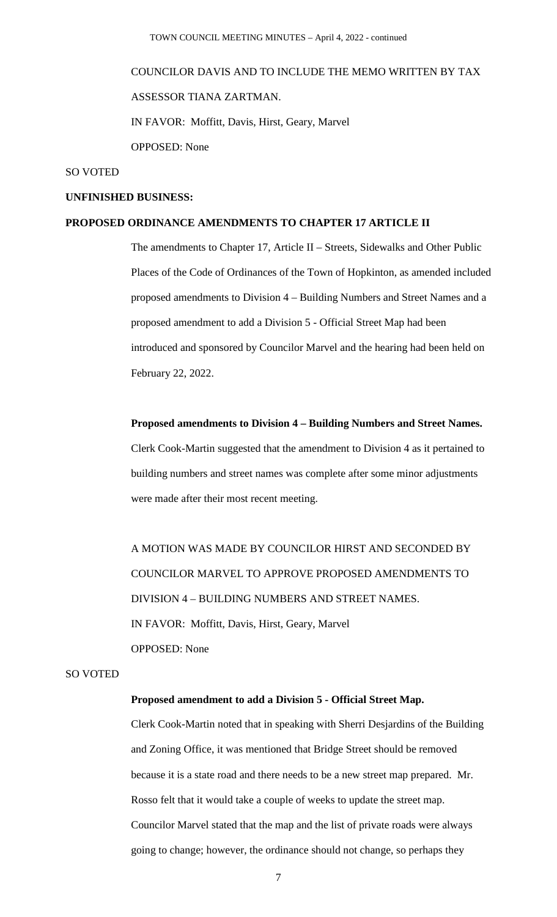COUNCILOR DAVIS AND TO INCLUDE THE MEMO WRITTEN BY TAX ASSESSOR TIANA ZARTMAN.

IN FAVOR: Moffitt, Davis, Hirst, Geary, Marvel

OPPOSED: None

SO VOTED

**UNFINISHED BUSINESS:**

**PROPOSED ORDINANCE AMENDMENTS TO CHAPTER 17 ARTICLE II**

The amendments to Chapter 17, Article II – Streets, Sidewalks and Other Public Places of the Code of Ordinances of the Town of Hopkinton, as amended included proposed amendments to Division 4 – Building Numbers and Street Names and a proposed amendment to add a Division 5 - Official Street Map had been introduced and sponsored by Councilor Marvel and the hearing had been held on February 22, 2022.

**Proposed amendments to Division 4 – Building Numbers and Street Names.**

Clerk Cook-Martin suggested that the amendment to Division 4 as it pertained to building numbers and street names was complete after some minor adjustments were made after their most recent meeting.

A MOTION WAS MADE BY COUNCILOR HIRST AND SECONDED BY COUNCILOR MARVEL TO APPROVE PROPOSED AMENDMENTS TO DIVISION 4 – BUILDING NUMBERS AND STREET NAMES.

IN FAVOR: Moffitt, Davis, Hirst, Geary, Marvel

OPPOSED: None

SO VOTED

**Proposed amendment to add a Division 5 - Official Street Map.**

Clerk Cook-Martin noted that in speaking with Sherri Desjardins of the Building and Zoning Office, it was mentioned that Bridge Street should be removed because it is a state road and there needs to be a new street map prepared. Mr. Rosso felt that it would take a couple of weeks to update the street map. Councilor Marvel stated that the map and the list of private roads were always going to change; however, the ordinance should not change, so perhaps they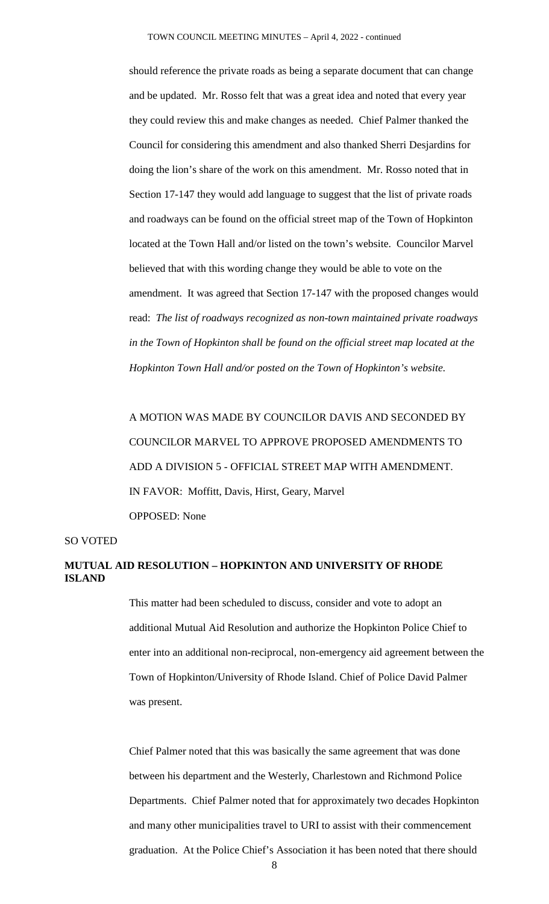should reference the private roads as being a separate document that can change and be updated. Mr. Rosso felt that was a great idea and noted that every year they could review this and make changes as needed. Chief Palmer thanked the Council for considering this amendment and also thanked Sherri Desjardins for doing the lion's share of the work on this amendment. Mr. Rosso noted that in Section 17-147 they would add language to suggest that the list of private roads and roadways can be found on the official street map of the Town of Hopkinton located at the Town Hall and/or listed on the town's website. Councilor Marvel believed that with this wording change they would be able to vote on the amendment. It was agreed that Section 17-147 with the proposed changes would read: *The list of roadways recognized as non-town maintained private roadways in the Town of Hopkinton shall be found on the official street map located at the Hopkinton Town Hall and/or posted on the Town of Hopkinton's website.*

A MOTION WAS MADE BY COUNCILOR DAVIS AND SECONDED BY COUNCILOR MARVEL TO APPROVE PROPOSED AMENDMENTS TO ADD A DIVISION 5 - OFFICIAL STREET MAP WITH AMENDMENT.
IN FAVOR: Moffitt, Davis, Hirst, Geary, Marvel
OPPOSED: None

SO VOTED

**MUTUAL AID RESOLUTION – HOPKINTON AND UNIVERSITY OF RHODE ISLAND**

This matter had been scheduled to discuss, consider and vote to adopt an additional Mutual Aid Resolution and authorize the Hopkinton Police Chief to enter into an additional non-reciprocal, non-emergency aid agreement between the Town of Hopkinton/University of Rhode Island. Chief of Police David Palmer was present.

Chief Palmer noted that this was basically the same agreement that was done between his department and the Westerly, Charlestown and Richmond Police Departments. Chief Palmer noted that for approximately two decades Hopkinton and many other municipalities travel to URI to assist with their commencement graduation. At the Police Chief's Association it has been noted that there should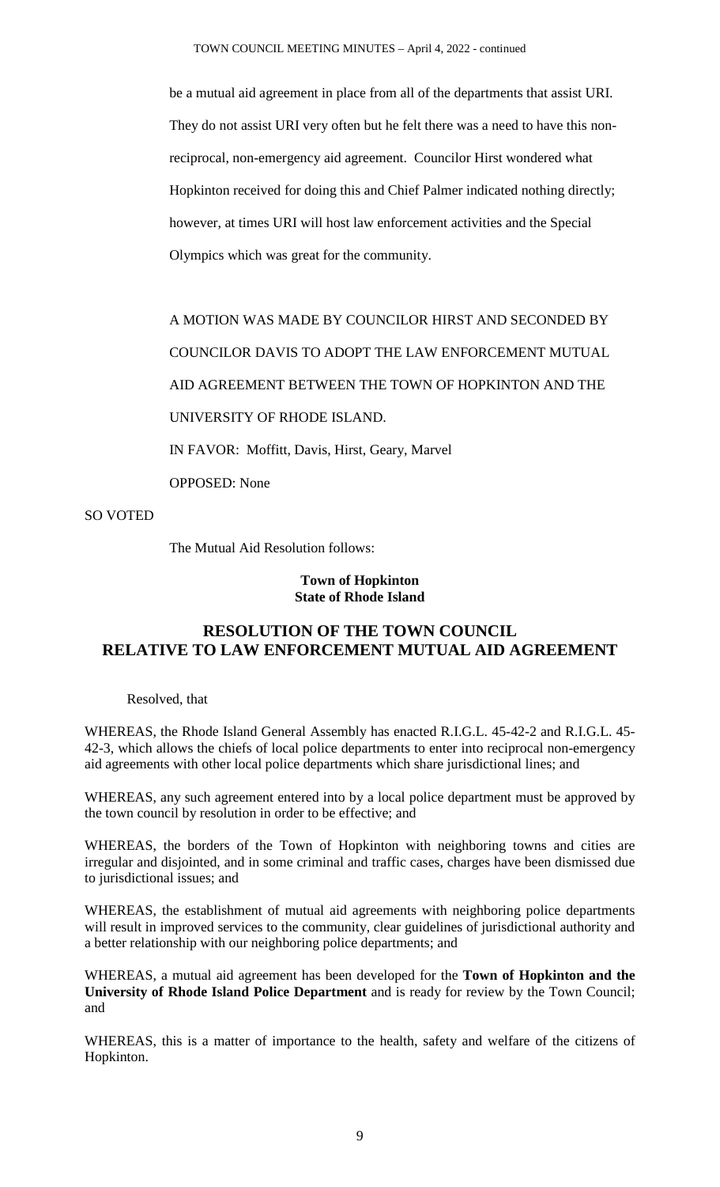be a mutual aid agreement in place from all of the departments that assist URI. They do not assist URI very often but he felt there was a need to have this non-reciprocal, non-emergency aid agreement. Councilor Hirst wondered what Hopkinton received for doing this and Chief Palmer indicated nothing directly; however, at times URI will host law enforcement activities and the Special Olympics which was great for the community.

A MOTION WAS MADE BY COUNCILOR HIRST AND SECONDED BY COUNCILOR DAVIS TO ADOPT THE LAW ENFORCEMENT MUTUAL AID AGREEMENT BETWEEN THE TOWN OF HOPKINTON AND THE UNIVERSITY OF RHODE ISLAND.

IN FAVOR: Moffitt, Davis, Hirst, Geary, Marvel

OPPOSED: None

SO VOTED

The Mutual Aid Resolution follows:

**Town of Hopkinton**
**State of Rhode Island**

## RESOLUTION OF THE TOWN COUNCIL RELATIVE TO LAW ENFORCEMENT MUTUAL AID AGREEMENT

Resolved, that

WHEREAS, the Rhode Island General Assembly has enacted R.I.G.L. 45-42-2 and R.I.G.L. 45-42-3, which allows the chiefs of local police departments to enter into reciprocal non-emergency aid agreements with other local police departments which share jurisdictional lines; and

WHEREAS, any such agreement entered into by a local police department must be approved by the town council by resolution in order to be effective; and

WHEREAS, the borders of the Town of Hopkinton with neighboring towns and cities are irregular and disjointed, and in some criminal and traffic cases, charges have been dismissed due to jurisdictional issues; and

WHEREAS, the establishment of mutual aid agreements with neighboring police departments will result in improved services to the community, clear guidelines of jurisdictional authority and a better relationship with our neighboring police departments; and

WHEREAS, a mutual aid agreement has been developed for the **Town of Hopkinton and the University of Rhode Island Police Department** and is ready for review by the Town Council; and

WHEREAS, this is a matter of importance to the health, safety and welfare of the citizens of Hopkinton.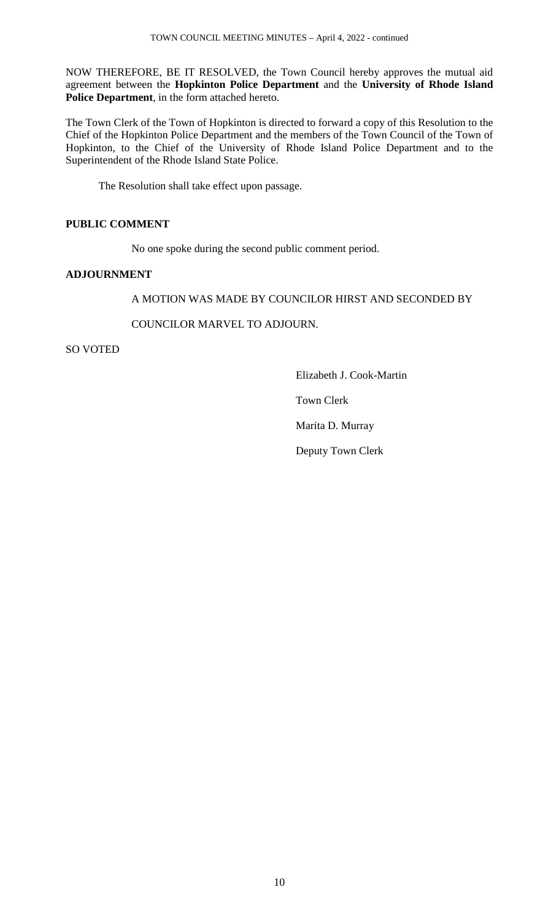NOW THEREFORE, BE IT RESOLVED, the Town Council hereby approves the mutual aid agreement between the **Hopkinton Police Department** and the **University of Rhode Island Police Department**, in the form attached hereto.

The Town Clerk of the Town of Hopkinton is directed to forward a copy of this Resolution to the Chief of the Hopkinton Police Department and the members of the Town Council of the Town of Hopkinton, to the Chief of the University of Rhode Island Police Department and to the Superintendent of the Rhode Island State Police.

The Resolution shall take effect upon passage.

**PUBLIC COMMENT**

No one spoke during the second public comment period.

**ADJOURNMENT**

A MOTION WAS MADE BY COUNCILOR HIRST AND SECONDED BY COUNCILOR MARVEL TO ADJOURN.

SO VOTED

Elizabeth J. Cook-Martin

Town Clerk

Marita D. Murray

Deputy Town Clerk